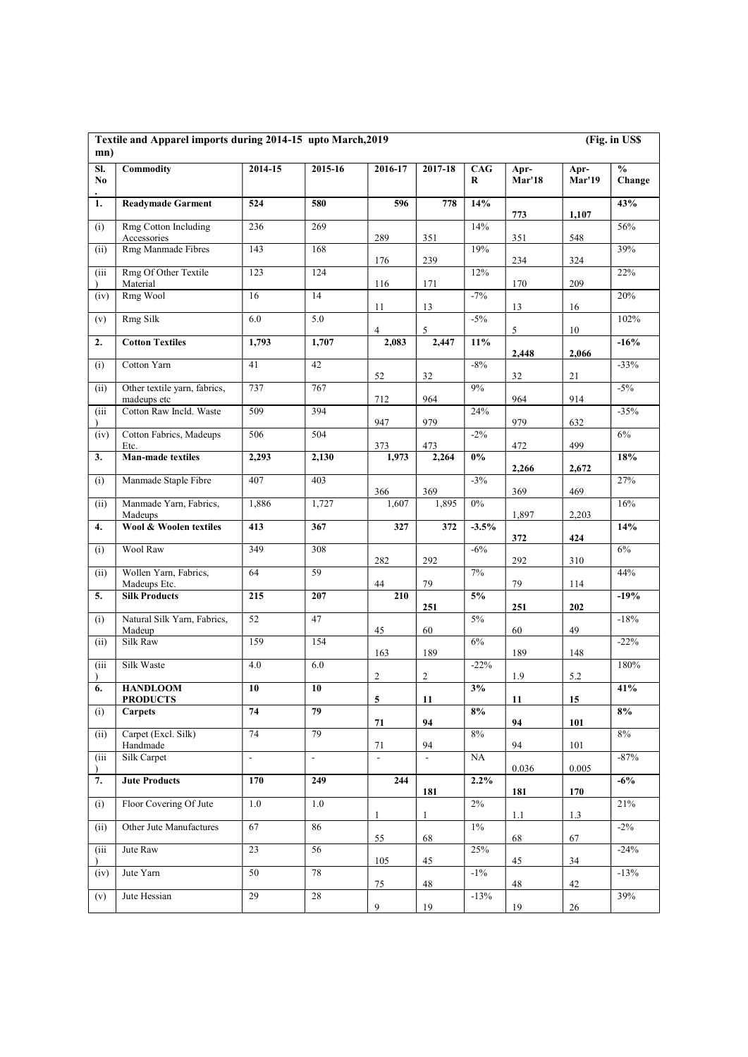**Textile and Apparel imports during 2014-15 upto March,2019 (Fig. in US$ mn)**

| Sl. No. | Commodity | 2014-15 | 2015-16 | 2016-17 | 2017-18 | CAGR | Apr-Mar'18 | Apr-Mar'19 | % Change |
|---|---|---|---|---|---|---|---|---|---|
| **1.** | **Readymade Garment** | **524** | **580** | **596** | **778** | **14%** | **773** | **1,107** | **43%** |
| (i) | Rmg Cotton Including Accessories | 236 | 269 | 289 | 351 | 14% | 351 | 548 | 56% |
| (ii) | Rmg Manmade Fibres | 143 | 168 | 176 | 239 | 19% | 234 | 324 | 39% |
| (iii) | Rmg Of Other Textile Material | 123 | 124 | 116 | 171 | 12% | 170 | 209 | 22% |
| (iv) | Rmg Wool | 16 | 14 | 11 | 13 | -7% | 13 | 16 | 20% |
| (v) | Rmg Silk | 6.0 | 5.0 | 4 | 5 | -5% | 5 | 10 | 102% |
| **2.** | **Cotton Textiles** | **1,793** | **1,707** | **2,083** | **2,447** | **11%** | **2,448** | **2,066** | **-16%** |
| (i) | Cotton Yarn | 41 | 42 | 52 | 32 | -8% | 32 | 21 | -33% |
| (ii) | Other textile yarn, fabrics, madeups etc | 737 | 767 | 712 | 964 | 9% | 964 | 914 | -5% |
| (iii) | Cotton Raw Incld. Waste | 509 | 394 | 947 | 979 | 24% | 979 | 632 | -35% |
| (iv) | Cotton Fabrics, Madeups Etc. | 506 | 504 | 373 | 473 | -2% | 472 | 499 | 6% |
| **3.** | **Man-made textiles** | **2,293** | **2,130** | **1,973** | **2,264** | **0%** | **2,266** | **2,672** | **18%** |
| (i) | Manmade Staple Fibre | 407 | 403 | 366 | 369 | -3% | 369 | 469 | 27% |
| (ii) | Manmade Yarn, Fabrics, Madeups | 1,886 | 1,727 | 1,607 | 1,895 | 0% | 1,897 | 2,203 | 16% |
| **4.** | **Wool & Woolen textiles** | **413** | **367** | **327** | **372** | **-3.5%** | **372** | **424** | **14%** |
| (i) | Wool Raw | 349 | 308 | 282 | 292 | -6% | 292 | 310 | 6% |
| (ii) | Wollen Yarn, Fabrics, Madeups Etc. | 64 | 59 | 44 | 79 | 7% | 79 | 114 | 44% |
| **5.** | **Silk Products** | **215** | **207** | **210** | **251** | **5%** | **251** | **202** | **-19%** |
| (i) | Natural Silk Yarn, Fabrics, Madeup | 52 | 47 | 45 | 60 | 5% | 60 | 49 | -18% |
| (ii) | Silk Raw | 159 | 154 | 163 | 189 | 6% | 189 | 148 | -22% |
| (iii) | Silk Waste | 4.0 | 6.0 | 2 | 2 | -22% | 1.9 | 5.2 | 180% |
| **6.** | **HANDLOOM PRODUCTS** | **10** | **10** | **5** | **11** | **3%** | **11** | **15** | **41%** |
| (i) | **Carpets** | **74** | **79** | **71** | **94** | **8%** | **94** | **101** | **8%** |
| (ii) | Carpet (Excl. Silk) Handmade | 74 | 79 | 71 | 94 | 8% | 94 | 101 | 8% |
| (iii) | Silk Carpet | - | - | - | - | NA | 0.036 | 0.005 | -87% |
| **7.** | **Jute Products** | **170** | **249** | **244** | **181** | **2.2%** | **181** | **170** | **-6%** |
| (i) | Floor Covering Of Jute | 1.0 | 1.0 | 1 | 1 | 2% | 1.1 | 1.3 | 21% |
| (ii) | Other Jute Manufactures | 67 | 86 | 55 | 68 | 1% | 68 | 67 | -2% |
| (iii) | Jute Raw | 23 | 56 | 105 | 45 | 25% | 45 | 34 | -24% |
| (iv) | Jute Yarn | 50 | 78 | 75 | 48 | -1% | 48 | 42 | -13% |
| (v) | Jute Hessian | 29 | 28 | 9 | 19 | -13% | 19 | 26 | 39% |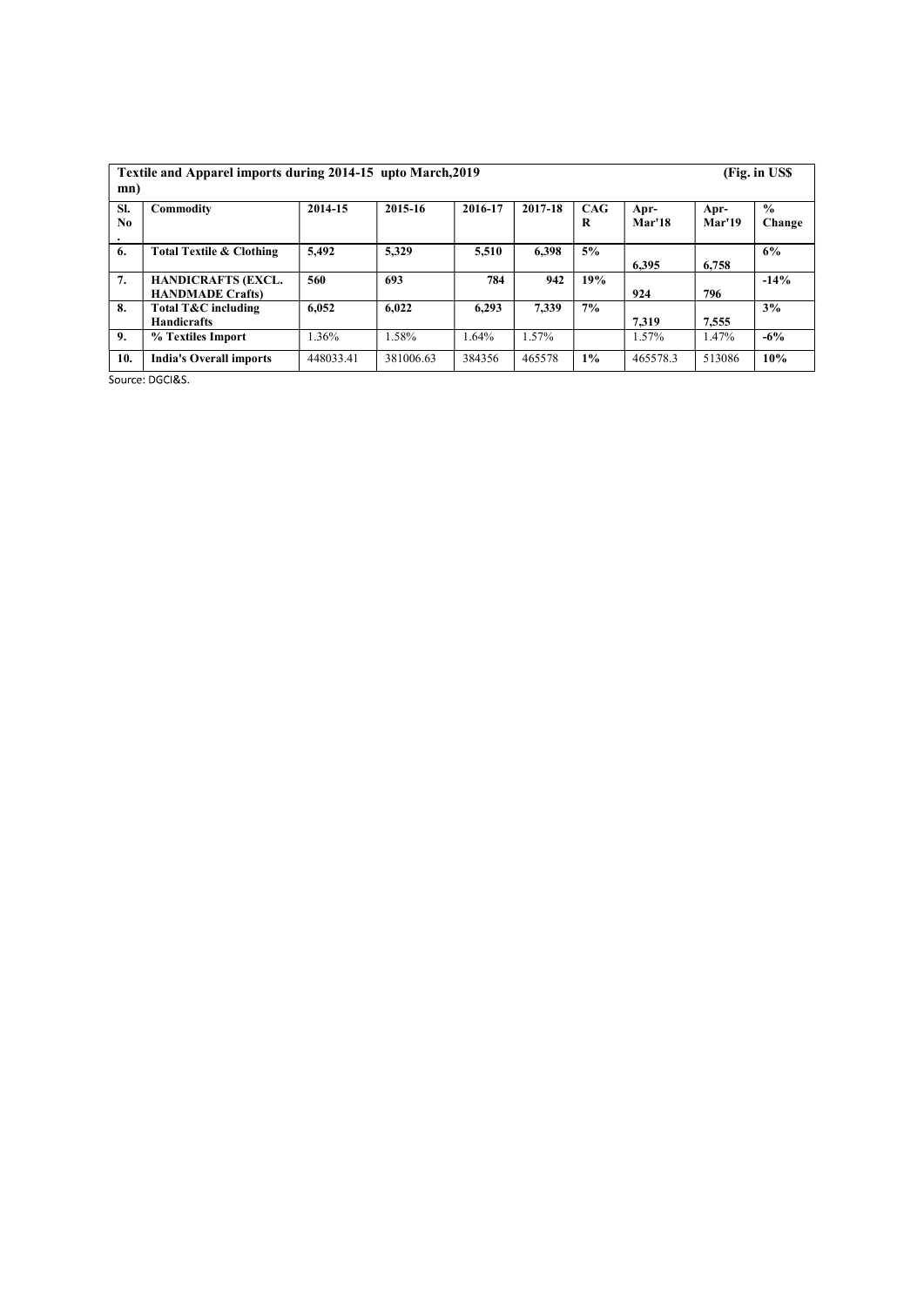| Textile and Apparel imports during 2014-15 upto March,2019 (Fig. in US$ mn) | | | | | | | | | |
|---|---|---|---|---|---|---|---|---|---|
| **Sl. No.** | **Commodity** | **2014-15** | **2015-16** | **2016-17** | **2017-18** | **CAGR** | **Apr-Mar'18** | **Apr-Mar'19** | **% Change** |
| **6.** | **Total Textile & Clothing** | **5,492** | **5,329** | **5,510** | **6,398** | **5%** | **6,395** | **6,758** | **6%** |
| **7.** | **HANDICRAFTS (EXCL. HANDMADE Crafts)** | **560** | **693** | **784** | **942** | **19%** | **924** | **796** | **-14%** |
| **8.** | **Total T&C including Handicrafts** | **6,052** | **6,022** | **6,293** | **7,339** | **7%** | **7,319** | **7,555** | **3%** |
| **9.** | **% Textiles Import** | 1.36% | 1.58% | 1.64% | 1.57% | | 1.57% | 1.47% | **-6%** |
| **10.** | **India's Overall imports** | 448033.41 | 381006.63 | 384356 | 465578 | **1%** | 465578.3 | 513086 | **10%** |

Source: DGCI&S.